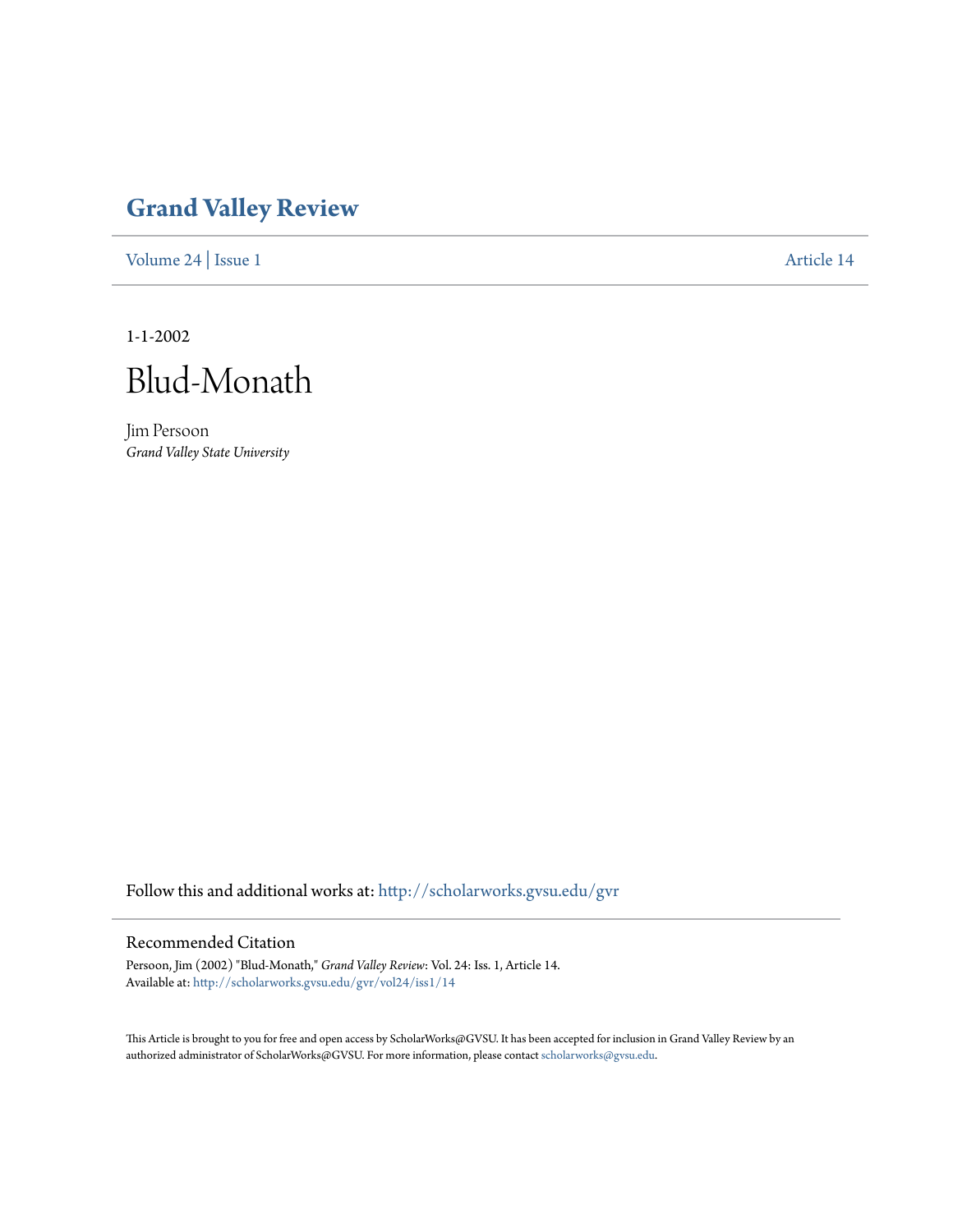# Grand Valley Review

Volume 24 | Issue 1 | Article 14

1-1-2002

# Blud-Monath

Jim Persoon
*Grand Valley State University*

Follow this and additional works at: http://scholarworks.gvsu.edu/gvr

## Recommended Citation

Persoon, Jim (2002) "Blud-Monath," *Grand Valley Review*: Vol. 24: Iss. 1, Article 14.
Available at: http://scholarworks.gvsu.edu/gvr/vol24/iss1/14

This Article is brought to you for free and open access by ScholarWorks@GVSU. It has been accepted for inclusion in Grand Valley Review by an authorized administrator of ScholarWorks@GVSU. For more information, please contact scholarworks@gvsu.edu.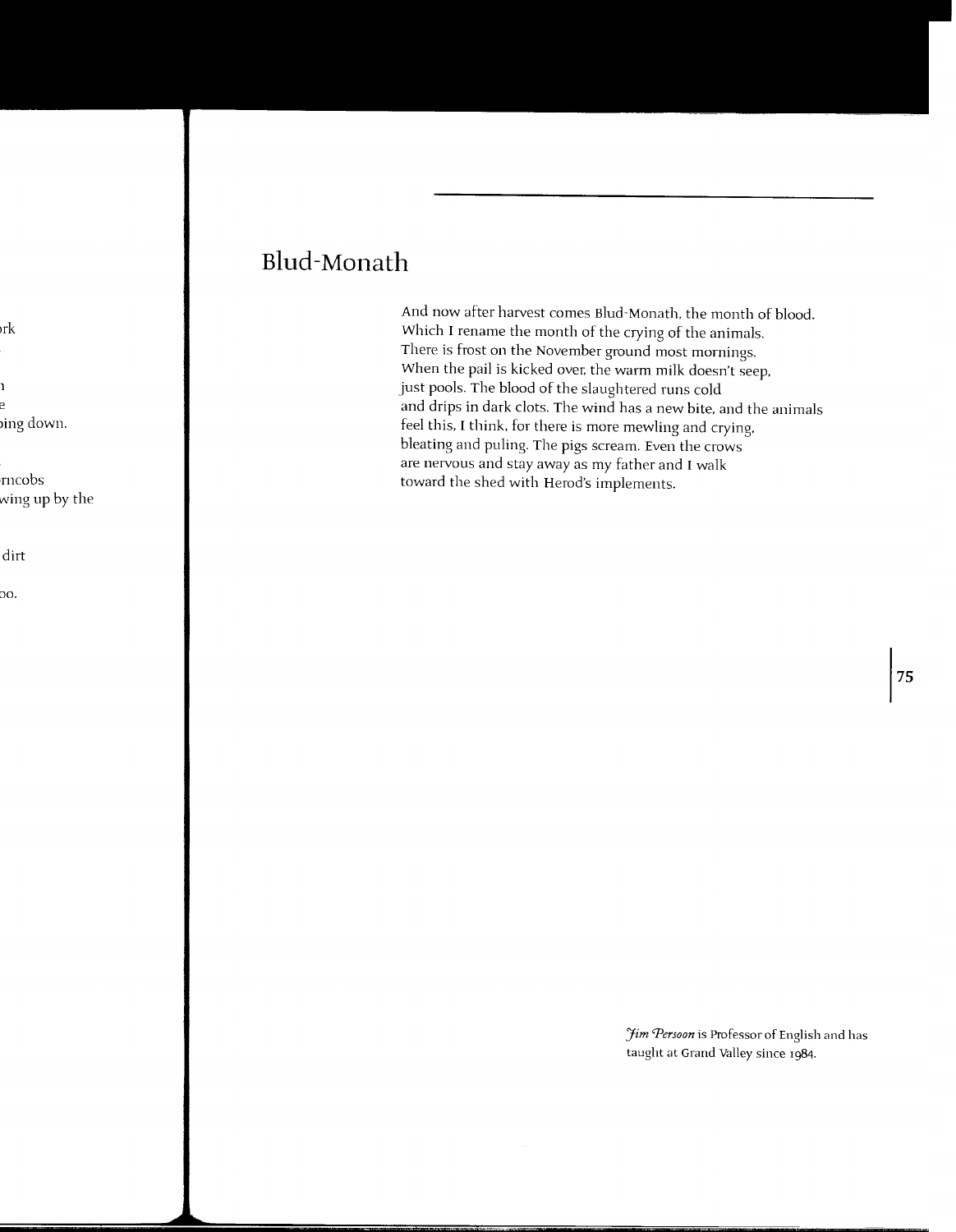# Blud-Monath

And now after harvest comes Blud-Monath, the month of blood.
Which I rename the month of the crying of the animals.
There is frost on the November ground most mornings.
When the pail is kicked over, the warm milk doesn't seep,
just pools. The blood of the slaughtered runs cold
and drips in dark clots. The wind has a new bite, and the animals
feel this, I think, for there is more mewling and crying,
bleating and puling. The pigs scream. Even the crows
are nervous and stay away as my father and I walk
toward the shed with Herod's implements.

*Jim Persoon* is Professor of English and has taught at Grand Valley since 1984.